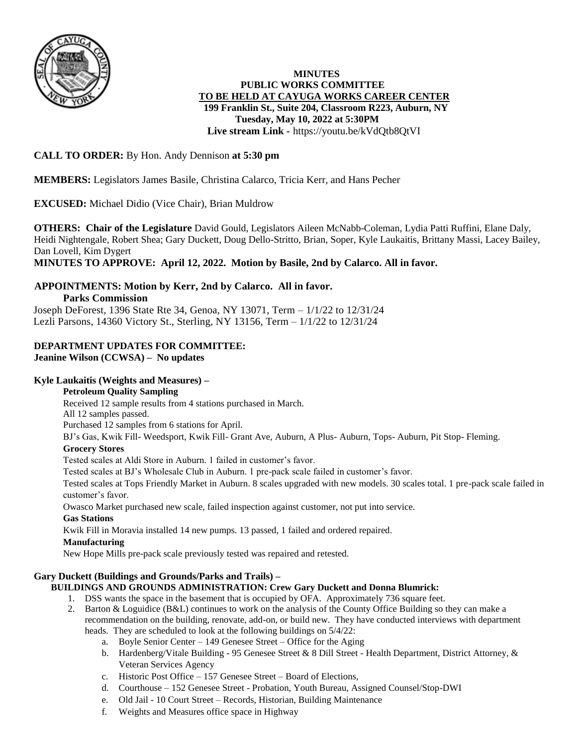**MINUTES**
**PUBLIC WORKS COMMITTEE**
**TO BE HELD AT CAYUGA WORKS CAREER CENTER**
**199 Franklin St., Suite 204, Classroom R223, Auburn, NY**
**Tuesday, May 10, 2022 at 5:30PM**
**Live stream Link -** https://youtu.be/kVdQtb8QtVI

**CALL TO ORDER:** By Hon. Andy Dennison **at 5:30 pm**

**MEMBERS:** Legislators James Basile, Christina Calarco, Tricia Kerr, and Hans Pecher

**EXCUSED:** Michael Didio (Vice Chair), Brian Muldrow

**OTHERS: Chair of the Legislature** David Gould, Legislators Aileen McNabb-Coleman, Lydia Patti Ruffini, Elane Daly, Heidi Nightengale, Robert Shea; Gary Duckett, Doug Dello-Stritto, Brian, Soper, Kyle Laukaitis, Brittany Massi, Lacey Bailey, Dan Lovell, Kim Dygert

**MINUTES TO APPROVE: April 12, 2022. Motion by Basile, 2nd by Calarco. All in favor.**

**APPOINTMENTS: Motion by Kerr, 2nd by Calarco. All in favor.**

**Parks Commission**

Joseph DeForest, 1396 State Rte 34, Genoa, NY 13071, Term – 1/1/22 to 12/31/24
Lezli Parsons, 14360 Victory St., Sterling, NY 13156, Term – 1/1/22 to 12/31/24

**DEPARTMENT UPDATES FOR COMMITTEE:**
**Jeanine Wilson (CCWSA) – No updates**

**Kyle Laukaitis (Weights and Measures) –**

**Petroleum Quality Sampling**

Received 12 sample results from 4 stations purchased in March.
All 12 samples passed.
Purchased 12 samples from 6 stations for April.
BJ's Gas, Kwik Fill- Weedsport, Kwik Fill- Grant Ave, Auburn, A Plus- Auburn, Tops- Auburn, Pit Stop- Fleming.

**Grocery Stores**

Tested scales at Aldi Store in Auburn. 1 failed in customer's favor.
Tested scales at BJ's Wholesale Club in Auburn. 1 pre-pack scale failed in customer's favor.
Tested scales at Tops Friendly Market in Auburn. 8 scales upgraded with new models. 30 scales total. 1 pre-pack scale failed in customer's favor.
Owasco Market purchased new scale, failed inspection against customer, not put into service.

**Gas Stations**

Kwik Fill in Moravia installed 14 new pumps. 13 passed, 1 failed and ordered repaired.

**Manufacturing**

New Hope Mills pre-pack scale previously tested was repaired and retested.

**Gary Duckett (Buildings and Grounds/Parks and Trails) –**

**BUILDINGS AND GROUNDS ADMINISTRATION: Crew Gary Duckett and Donna Blumrick:**

1. DSS wants the space in the basement that is occupied by OFA. Approximately 736 square feet.
2. Barton & Loguidice (B&L) continues to work on the analysis of the County Office Building so they can make a recommendation on the building, renovate, add-on, or build new. They have conducted interviews with department heads. They are scheduled to look at the following buildings on 5/4/22:
    a. Boyle Senior Center – 149 Genesee Street – Office for the Aging
    b. Hardenberg/Vitale Building - 95 Genesee Street & 8 Dill Street - Health Department, District Attorney, & Veteran Services Agency
    c. Historic Post Office – 157 Genesee Street – Board of Elections,
    d. Courthouse – 152 Genesee Street - Probation, Youth Bureau, Assigned Counsel/Stop-DWI
    e. Old Jail - 10 Court Street – Records, Historian, Building Maintenance
    f. Weights and Measures office space in Highway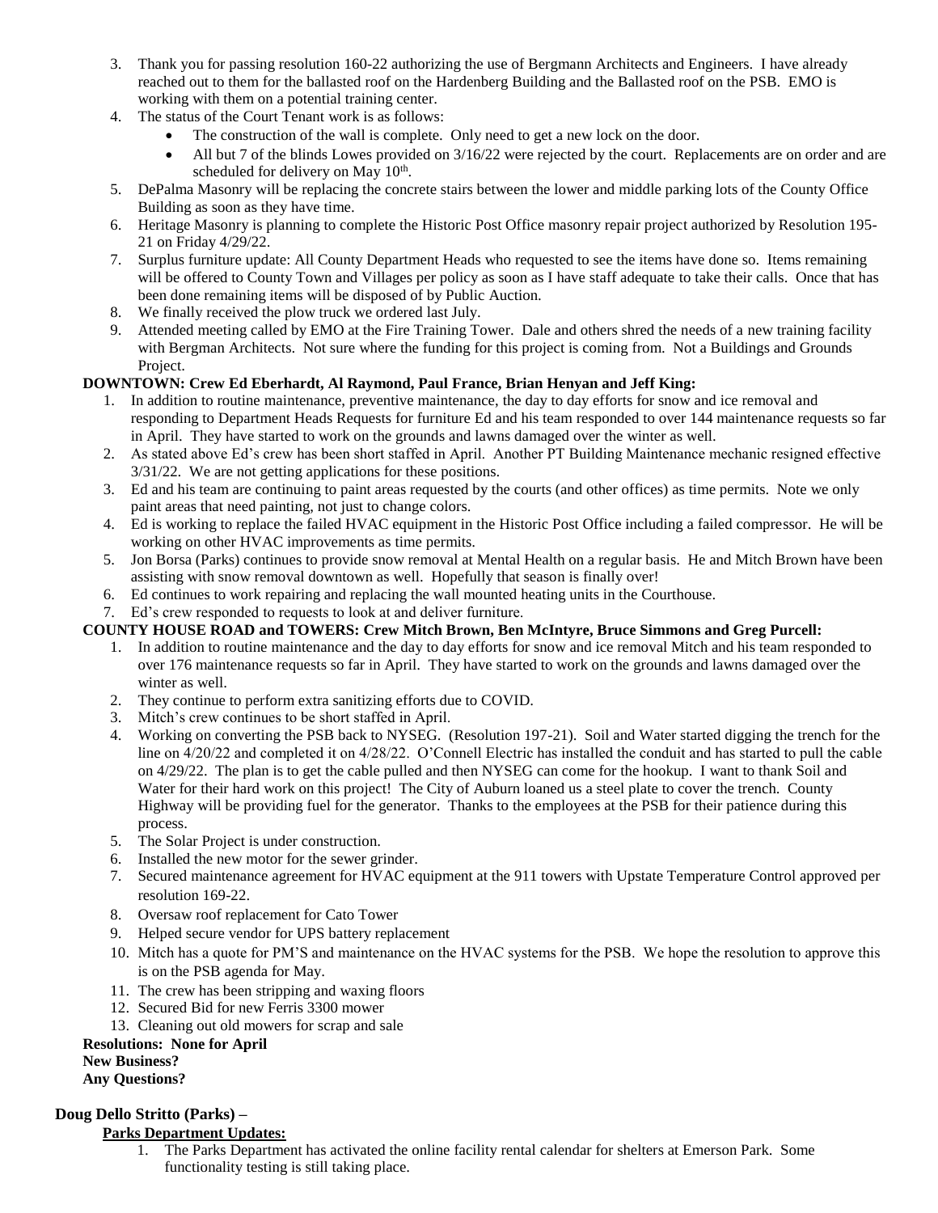3. Thank you for passing resolution 160-22 authorizing the use of Bergmann Architects and Engineers. I have already reached out to them for the ballasted roof on the Hardenberg Building and the Ballasted roof on the PSB. EMO is working with them on a potential training center.
4. The status of the Court Tenant work is as follows:
   - The construction of the wall is complete. Only need to get a new lock on the door.
   - All but 7 of the blinds Lowes provided on 3/16/22 were rejected by the court. Replacements are on order and are scheduled for delivery on May 10th.
5. DePalma Masonry will be replacing the concrete stairs between the lower and middle parking lots of the County Office Building as soon as they have time.
6. Heritage Masonry is planning to complete the Historic Post Office masonry repair project authorized by Resolution 195-21 on Friday 4/29/22.
7. Surplus furniture update: All County Department Heads who requested to see the items have done so. Items remaining will be offered to County Town and Villages per policy as soon as I have staff adequate to take their calls. Once that has been done remaining items will be disposed of by Public Auction.
8. We finally received the plow truck we ordered last July.
9. Attended meeting called by EMO at the Fire Training Tower. Dale and others shred the needs of a new training facility with Bergman Architects. Not sure where the funding for this project is coming from. Not a Buildings and Grounds Project.

**DOWNTOWN: Crew Ed Eberhardt, Al Raymond, Paul France, Brian Henyan and Jeff King:**

1. In addition to routine maintenance, preventive maintenance, the day to day efforts for snow and ice removal and responding to Department Heads Requests for furniture Ed and his team responded to over 144 maintenance requests so far in April. They have started to work on the grounds and lawns damaged over the winter as well.
2. As stated above Ed's crew has been short staffed in April. Another PT Building Maintenance mechanic resigned effective 3/31/22. We are not getting applications for these positions.
3. Ed and his team are continuing to paint areas requested by the courts (and other offices) as time permits. Note we only paint areas that need painting, not just to change colors.
4. Ed is working to replace the failed HVAC equipment in the Historic Post Office including a failed compressor. He will be working on other HVAC improvements as time permits.
5. Jon Borsa (Parks) continues to provide snow removal at Mental Health on a regular basis. He and Mitch Brown have been assisting with snow removal downtown as well. Hopefully that season is finally over!
6. Ed continues to work repairing and replacing the wall mounted heating units in the Courthouse.
7. Ed's crew responded to requests to look at and deliver furniture.

**COUNTY HOUSE ROAD and TOWERS: Crew Mitch Brown, Ben McIntyre, Bruce Simmons and Greg Purcell:**

1. In addition to routine maintenance and the day to day efforts for snow and ice removal Mitch and his team responded to over 176 maintenance requests so far in April. They have started to work on the grounds and lawns damaged over the winter as well.
2. They continue to perform extra sanitizing efforts due to COVID.
3. Mitch's crew continues to be short staffed in April.
4. Working on converting the PSB back to NYSEG. (Resolution 197-21). Soil and Water started digging the trench for the line on 4/20/22 and completed it on 4/28/22. O'Connell Electric has installed the conduit and has started to pull the cable on 4/29/22. The plan is to get the cable pulled and then NYSEG can come for the hookup. I want to thank Soil and Water for their hard work on this project! The City of Auburn loaned us a steel plate to cover the trench. County Highway will be providing fuel for the generator. Thanks to the employees at the PSB for their patience during this process.
5. The Solar Project is under construction.
6. Installed the new motor for the sewer grinder.
7. Secured maintenance agreement for HVAC equipment at the 911 towers with Upstate Temperature Control approved per resolution 169-22.
8. Oversaw roof replacement for Cato Tower
9. Helped secure vendor for UPS battery replacement
10. Mitch has a quote for PM'S and maintenance on the HVAC systems for the PSB. We hope the resolution to approve this is on the PSB agenda for May.
11. The crew has been stripping and waxing floors
12. Secured Bid for new Ferris 3300 mower
13. Cleaning out old mowers for scrap and sale

**Resolutions: None for April**

**New Business?**

**Any Questions?**

**Doug Dello Stritto (Parks) –**

**Parks Department Updates:**

1. The Parks Department has activated the online facility rental calendar for shelters at Emerson Park. Some functionality testing is still taking place.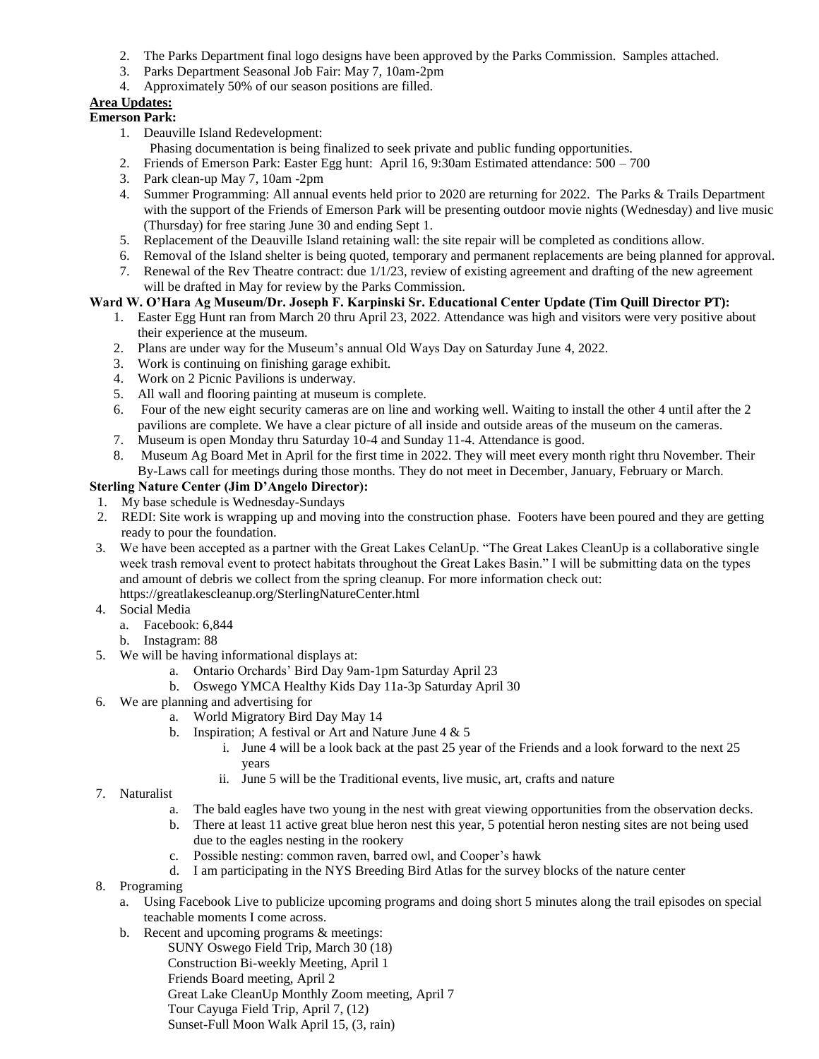2. The Parks Department final logo designs have been approved by the Parks Commission. Samples attached.
3. Parks Department Seasonal Job Fair: May 7, 10am-2pm
4. Approximately 50% of our season positions are filled.

**Area Updates:**

**Emerson Park:**

1. Deauville Island Redevelopment:
   Phasing documentation is being finalized to seek private and public funding opportunities.
2. Friends of Emerson Park: Easter Egg hunt: April 16, 9:30am Estimated attendance: 500 – 700
3. Park clean-up May 7, 10am -2pm
4. Summer Programming: All annual events held prior to 2020 are returning for 2022. The Parks & Trails Department with the support of the Friends of Emerson Park will be presenting outdoor movie nights (Wednesday) and live music (Thursday) for free staring June 30 and ending Sept 1.
5. Replacement of the Deauville Island retaining wall: the site repair will be completed as conditions allow.
6. Removal of the Island shelter is being quoted, temporary and permanent replacements are being planned for approval.
7. Renewal of the Rev Theatre contract: due 1/1/23, review of existing agreement and drafting of the new agreement will be drafted in May for review by the Parks Commission.

**Ward W. O'Hara Ag Museum/Dr. Joseph F. Karpinski Sr. Educational Center Update (Tim Quill Director PT):**

1. Easter Egg Hunt ran from March 20 thru April 23, 2022. Attendance was high and visitors were very positive about their experience at the museum.
2. Plans are under way for the Museum's annual Old Ways Day on Saturday June 4, 2022.
3. Work is continuing on finishing garage exhibit.
4. Work on 2 Picnic Pavilions is underway.
5. All wall and flooring painting at museum is complete.
6. Four of the new eight security cameras are on line and working well. Waiting to install the other 4 until after the 2 pavilions are complete. We have a clear picture of all inside and outside areas of the museum on the cameras.
7. Museum is open Monday thru Saturday 10-4 and Sunday 11-4. Attendance is good.
8. Museum Ag Board Met in April for the first time in 2022. They will meet every month right thru November. Their By-Laws call for meetings during those months. They do not meet in December, January, February or March.

**Sterling Nature Center (Jim D'Angelo Director):**

1. My base schedule is Wednesday-Sundays
2. REDI: Site work is wrapping up and moving into the construction phase. Footers have been poured and they are getting ready to pour the foundation.
3. We have been accepted as a partner with the Great Lakes CelanUp. "The Great Lakes CleanUp is a collaborative single week trash removal event to protect habitats throughout the Great Lakes Basin." I will be submitting data on the types and amount of debris we collect from the spring cleanup. For more information check out: https://greatlakescleanup.org/SterlingNatureCenter.html
4. Social Media
   a. Facebook: 6,844
   b. Instagram: 88
5. We will be having informational displays at:
   a. Ontario Orchards' Bird Day 9am-1pm Saturday April 23
   b. Oswego YMCA Healthy Kids Day 11a-3p Saturday April 30
6. We are planning and advertising for
   a. World Migratory Bird Day May 14
   b. Inspiration; A festival or Art and Nature June 4 & 5
      i. June 4 will be a look back at the past 25 year of the Friends and a look forward to the next 25 years
      ii. June 5 will be the Traditional events, live music, art, crafts and nature
7. Naturalist
   a. The bald eagles have two young in the nest with great viewing opportunities from the observation decks.
   b. There at least 11 active great blue heron nest this year, 5 potential heron nesting sites are not being used due to the eagles nesting in the rookery
   c. Possible nesting: common raven, barred owl, and Cooper's hawk
   d. I am participating in the NYS Breeding Bird Atlas for the survey blocks of the nature center
8. Programing
   a. Using Facebook Live to publicize upcoming programs and doing short 5 minutes along the trail episodes on special teachable moments I come across.
   b. Recent and upcoming programs & meetings:
      SUNY Oswego Field Trip, March 30 (18)
      Construction Bi-weekly Meeting, April 1
      Friends Board meeting, April 2
      Great Lake CleanUp Monthly Zoom meeting, April 7
      Tour Cayuga Field Trip, April 7, (12)
      Sunset-Full Moon Walk April 15, (3, rain)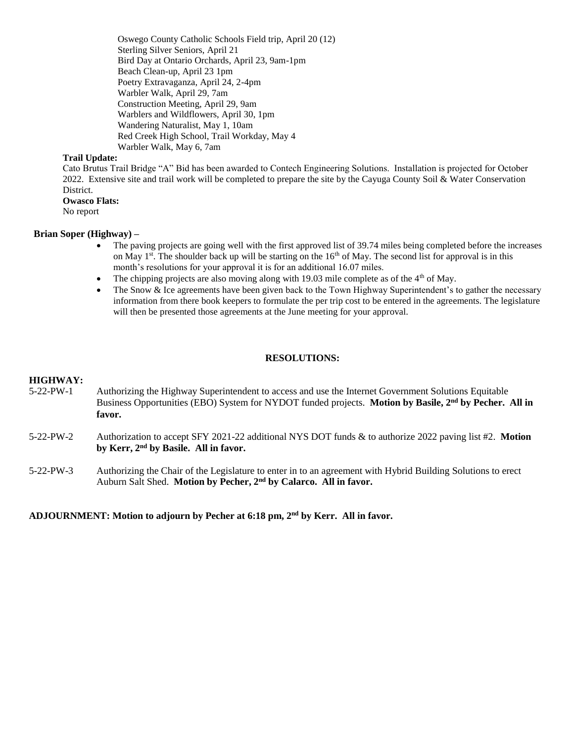Oswego County Catholic Schools Field trip, April 20 (12)
Sterling Silver Seniors, April 21
Bird Day at Ontario Orchards, April 23, 9am-1pm
Beach Clean-up, April 23 1pm
Poetry Extravaganza, April 24, 2-4pm
Warbler Walk, April 29, 7am
Construction Meeting, April 29, 9am
Warblers and Wildflowers, April 30, 1pm
Wandering Naturalist, May 1, 10am
Red Creek High School, Trail Workday, May 4
Warbler Walk, May 6, 7am

**Trail Update:**

Cato Brutus Trail Bridge "A" Bid has been awarded to Contech Engineering Solutions. Installation is projected for October 2022. Extensive site and trail work will be completed to prepare the site by the Cayuga County Soil & Water Conservation District.

**Owasco Flats:**

No report

**Brian Soper (Highway) –**

- The paving projects are going well with the first approved list of 39.74 miles being completed before the increases on May 1st. The shoulder back up will be starting on the 16th of May. The second list for approval is in this month's resolutions for your approval it is for an additional 16.07 miles.
- The chipping projects are also moving along with 19.03 mile complete as of the 4th of May.
- The Snow & Ice agreements have been given back to the Town Highway Superintendent's to gather the necessary information from there book keepers to formulate the per trip cost to be entered in the agreements. The legislature will then be presented those agreements at the June meeting for your approval.

## RESOLUTIONS:

**HIGHWAY:**

5-22-PW-1 Authorizing the Highway Superintendent to access and use the Internet Government Solutions Equitable Business Opportunities (EBO) System for NYDOT funded projects. **Motion by Basile, 2nd by Pecher. All in favor.**

5-22-PW-2 Authorization to accept SFY 2021-22 additional NYS DOT funds & to authorize 2022 paving list #2. **Motion by Kerr, 2nd by Basile. All in favor.**

5-22-PW-3 Authorizing the Chair of the Legislature to enter in to an agreement with Hybrid Building Solutions to erect Auburn Salt Shed. **Motion by Pecher, 2nd by Calarco. All in favor.**

**ADJOURNMENT: Motion to adjourn by Pecher at 6:18 pm, 2nd by Kerr. All in favor.**